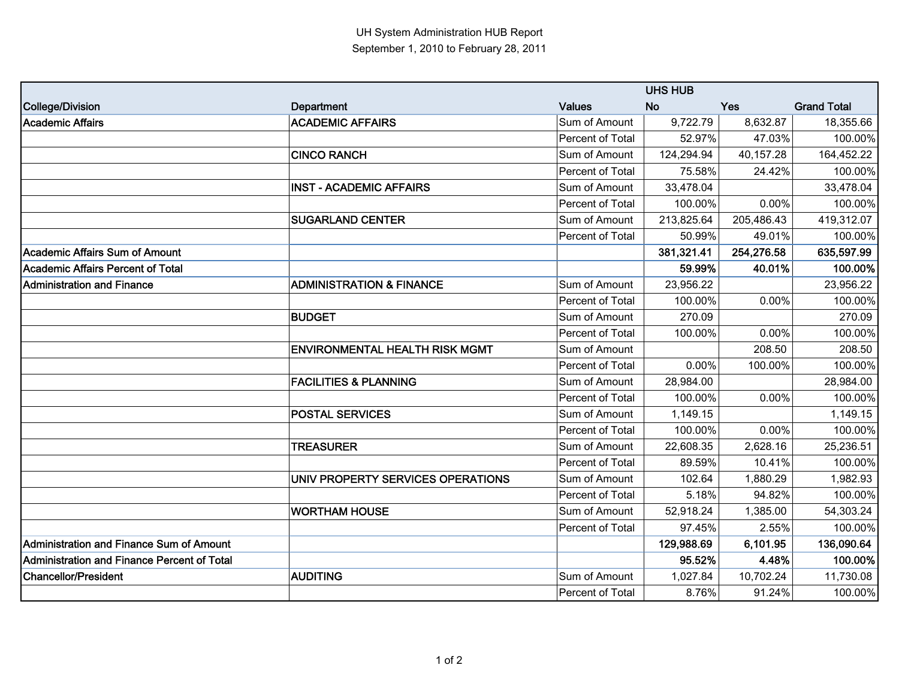# UH System Administration HUB Report

September 1, 2010 to February 28, 2011

| College/Division | Department | Values | UHS HUB No | UHS HUB Yes | Grand Total |
|---|---|---|---|---|---|
| **Academic Affairs** | **ACADEMIC AFFAIRS** | Sum of Amount | 9,722.79 | 8,632.87 | 18,355.66 |
| | | Percent of Total | 52.97% | 47.03% | 100.00% |
| | **CINCO RANCH** | Sum of Amount | 124,294.94 | 40,157.28 | 164,452.22 |
| | | Percent of Total | 75.58% | 24.42% | 100.00% |
| | **INST - ACADEMIC AFFAIRS** | Sum of Amount | 33,478.04 | | 33,478.04 |
| | | Percent of Total | 100.00% | 0.00% | 100.00% |
| | **SUGARLAND CENTER** | Sum of Amount | 213,825.64 | 205,486.43 | 419,312.07 |
| | | Percent of Total | 50.99% | 49.01% | 100.00% |
| **Academic Affairs Sum of Amount** | | | **381,321.41** | **254,276.58** | **635,597.99** |
| **Academic Affairs Percent of Total** | | | **59.99%** | **40.01%** | **100.00%** |
| **Administration and Finance** | **ADMINISTRATION & FINANCE** | Sum of Amount | 23,956.22 | | 23,956.22 |
| | | Percent of Total | 100.00% | 0.00% | 100.00% |
| | **BUDGET** | Sum of Amount | 270.09 | | 270.09 |
| | | Percent of Total | 100.00% | 0.00% | 100.00% |
| | **ENVIRONMENTAL HEALTH RISK MGMT** | Sum of Amount | | 208.50 | 208.50 |
| | | Percent of Total | 0.00% | 100.00% | 100.00% |
| | **FACILITIES & PLANNING** | Sum of Amount | 28,984.00 | | 28,984.00 |
| | | Percent of Total | 100.00% | 0.00% | 100.00% |
| | **POSTAL SERVICES** | Sum of Amount | 1,149.15 | | 1,149.15 |
| | | Percent of Total | 100.00% | 0.00% | 100.00% |
| | **TREASURER** | Sum of Amount | 22,608.35 | 2,628.16 | 25,236.51 |
| | | Percent of Total | 89.59% | 10.41% | 100.00% |
| | **UNIV PROPERTY SERVICES OPERATIONS** | Sum of Amount | 102.64 | 1,880.29 | 1,982.93 |
| | | Percent of Total | 5.18% | 94.82% | 100.00% |
| | **WORTHAM HOUSE** | Sum of Amount | 52,918.24 | 1,385.00 | 54,303.24 |
| | | Percent of Total | 97.45% | 2.55% | 100.00% |
| **Administration and Finance Sum of Amount** | | | **129,988.69** | **6,101.95** | **136,090.64** |
| **Administration and Finance Percent of Total** | | | **95.52%** | **4.48%** | **100.00%** |
| **Chancellor/President** | **AUDITING** | Sum of Amount | 1,027.84 | 10,702.24 | 11,730.08 |
| | | Percent of Total | 8.76% | 91.24% | 100.00% |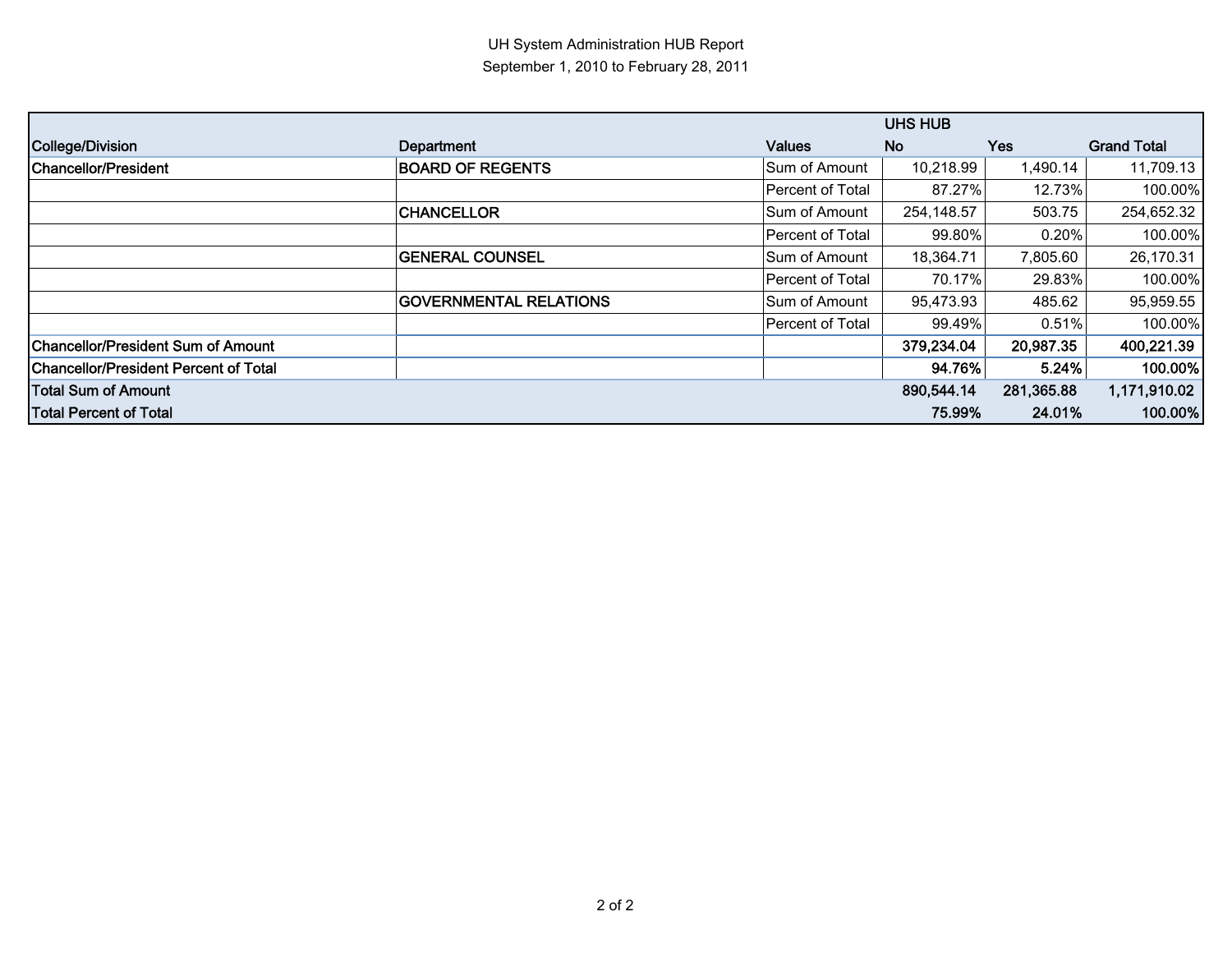UH System Administration HUB Report

September 1, 2010 to February 28, 2011

| | | | UHS HUB | | |
|---|---|---|---|---|---|
| **College/Division** | **Department** | **Values** | **No** | **Yes** | **Grand Total** |
| **Chancellor/President** | **BOARD OF REGENTS** | Sum of Amount | 10,218.99 | 1,490.14 | 11,709.13 |
| | | Percent of Total | 87.27% | 12.73% | 100.00% |
| | **CHANCELLOR** | Sum of Amount | 254,148.57 | 503.75 | 254,652.32 |
| | | Percent of Total | 99.80% | 0.20% | 100.00% |
| | **GENERAL COUNSEL** | Sum of Amount | 18,364.71 | 7,805.60 | 26,170.31 |
| | | Percent of Total | 70.17% | 29.83% | 100.00% |
| | **GOVERNMENTAL RELATIONS** | Sum of Amount | 95,473.93 | 485.62 | 95,959.55 |
| | | Percent of Total | 99.49% | 0.51% | 100.00% |
| **Chancellor/President Sum of Amount** | | | **379,234.04** | **20,987.35** | **400,221.39** |
| **Chancellor/President Percent of Total** | | | **94.76%** | **5.24%** | **100.00%** |
| **Total Sum of Amount** | | | **890,544.14** | **281,365.88** | **1,171,910.02** |
| **Total Percent of Total** | | | **75.99%** | **24.01%** | **100.00%** |